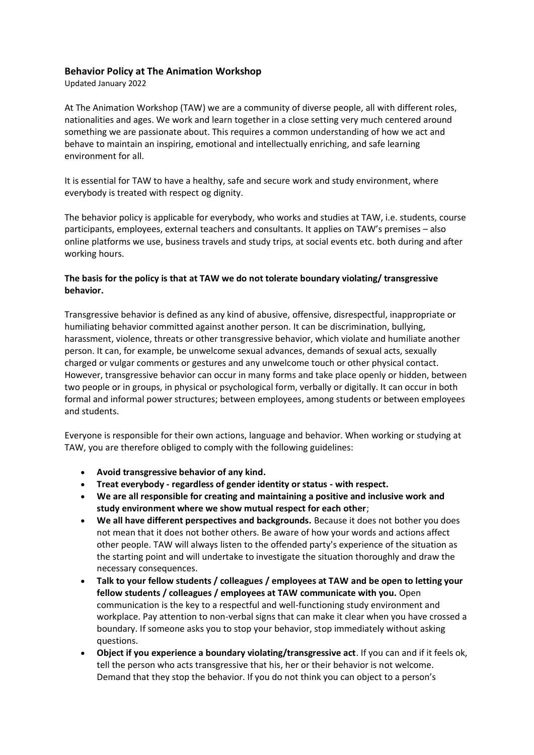**Behavior Policy at The Animation Workshop**

Updated January 2022

At The Animation Workshop (TAW) we are a community of diverse people, all with different roles, nationalities and ages. We work and learn together in a close setting very much centered around something we are passionate about. This requires a common understanding of how we act and behave to maintain an inspiring, emotional and intellectually enriching, and safe learning environment for all.

It is essential for TAW to have a healthy, safe and secure work and study environment, where everybody is treated with respect og dignity.

The behavior policy is applicable for everybody, who works and studies at TAW, i.e. students, course participants, employees, external teachers and consultants. It applies on TAW's premises – also online platforms we use, business travels and study trips, at social events etc. both during and after working hours.

**The basis for the policy is that at TAW we do not tolerate boundary violating/ transgressive behavior.**

Transgressive behavior is defined as any kind of abusive, offensive, disrespectful, inappropriate or humiliating behavior committed against another person. It can be discrimination, bullying, harassment, violence, threats or other transgressive behavior, which violate and humiliate another person. It can, for example, be unwelcome sexual advances, demands of sexual acts, sexually charged or vulgar comments or gestures and any unwelcome touch or other physical contact. However, transgressive behavior can occur in many forms and take place openly or hidden, between two people or in groups, in physical or psychological form, verbally or digitally. It can occur in both formal and informal power structures; between employees, among students or between employees and students.

Everyone is responsible for their own actions, language and behavior. When working or studying at TAW, you are therefore obliged to comply with the following guidelines:

- **Avoid transgressive behavior of any kind.**
- **Treat everybody - regardless of gender identity or status - with respect.**
- **We are all responsible for creating and maintaining a positive and inclusive work and study environment where we show mutual respect for each other**;
- **We all have different perspectives and backgrounds.** Because it does not bother you does not mean that it does not bother others. Be aware of how your words and actions affect other people. TAW will always listen to the offended party's experience of the situation as the starting point and will undertake to investigate the situation thoroughly and draw the necessary consequences.
- **Talk to your fellow students / colleagues / employees at TAW and be open to letting your fellow students / colleagues / employees at TAW communicate with you.** Open communication is the key to a respectful and well-functioning study environment and workplace. Pay attention to non-verbal signs that can make it clear when you have crossed a boundary. If someone asks you to stop your behavior, stop immediately without asking questions.
- **Object if you experience a boundary violating/transgressive act**. If you can and if it feels ok, tell the person who acts transgressive that his, her or their behavior is not welcome. Demand that they stop the behavior. If you do not think you can object to a person's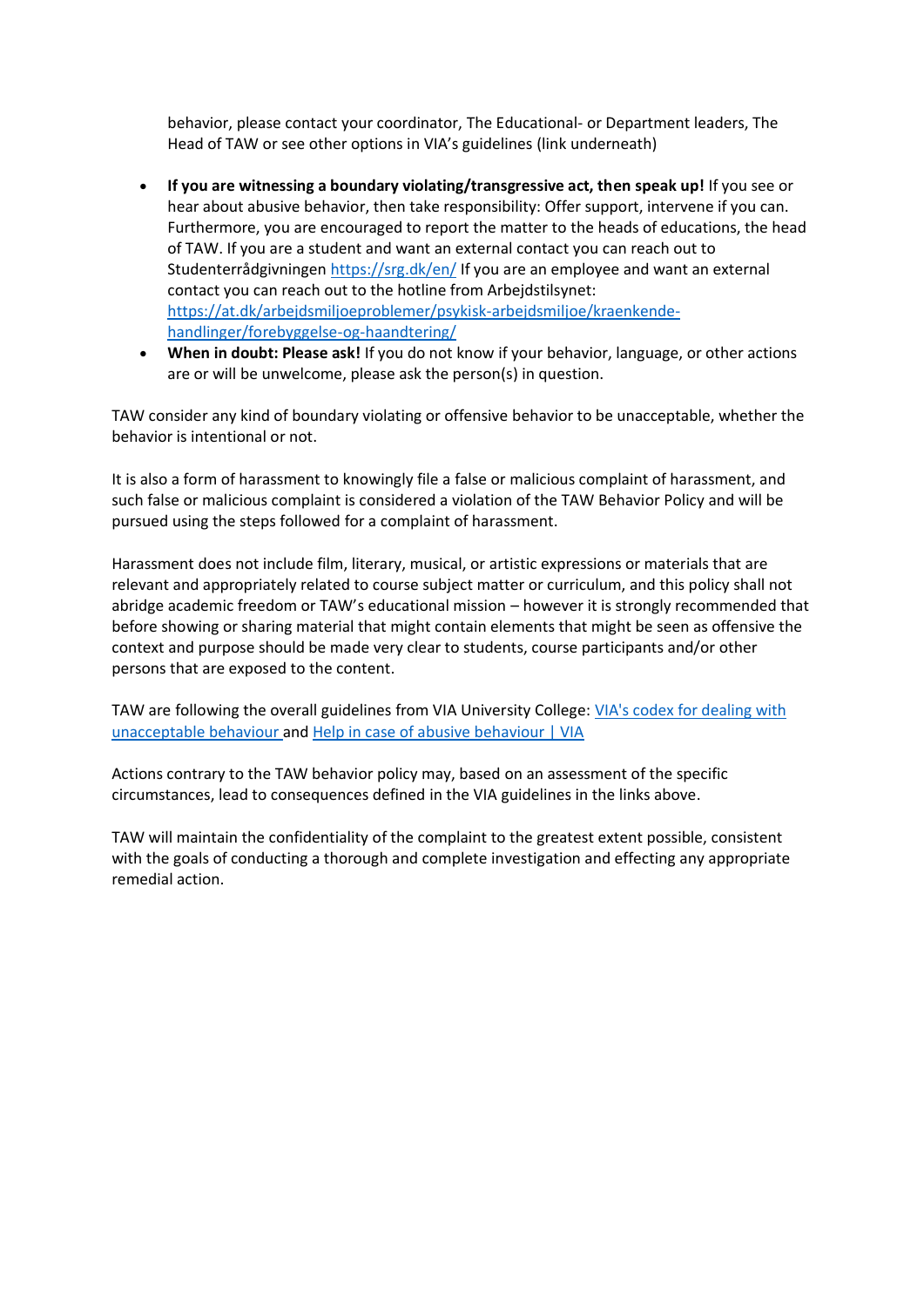behavior, please contact your coordinator, The Educational- or Department leaders, The Head of TAW or see other options in VIA's guidelines (link underneath)

- **If you are witnessing a boundary violating/transgressive act, then speak up!** If you see or hear about abusive behavior, then take responsibility: Offer support, intervene if you can. Furthermore, you are encouraged to report the matter to the heads of educations, the head of TAW. If you are a student and want an external contact you can reach out to Studenterrådgivningen [https://srg.dk/en/](https://srg.dk/en/) If you are an employee and want an external contact you can reach out to the hotline from Arbejdstilsynet: [https://at.dk/arbejdsmiljoeproblemer/psykisk-arbejdsmiljoe/kraenkende-handlinger/forebyggelse-og-haandtering/](https://at.dk/arbejdsmiljoeproblemer/psykisk-arbejdsmiljoe/kraenkende-handlinger/forebyggelse-og-haandtering/)
- **When in doubt: Please ask!** If you do not know if your behavior, language, or other actions are or will be unwelcome, please ask the person(s) in question.

TAW consider any kind of boundary violating or offensive behavior to be unacceptable, whether the behavior is intentional or not.

It is also a form of harassment to knowingly file a false or malicious complaint of harassment, and such false or malicious complaint is considered a violation of the TAW Behavior Policy and will be pursued using the steps followed for a complaint of harassment.

Harassment does not include film, literary, musical, or artistic expressions or materials that are relevant and appropriately related to course subject matter or curriculum, and this policy shall not abridge academic freedom or TAW's educational mission – however it is strongly recommended that before showing or sharing material that might contain elements that might be seen as offensive the context and purpose should be made very clear to students, course participants and/or other persons that are exposed to the content.

TAW are following the overall guidelines from VIA University College: VIA's codex for dealing with unacceptable behaviour and Help in case of abusive behaviour | VIA

Actions contrary to the TAW behavior policy may, based on an assessment of the specific circumstances, lead to consequences defined in the VIA guidelines in the links above.

TAW will maintain the confidentiality of the complaint to the greatest extent possible, consistent with the goals of conducting a thorough and complete investigation and effecting any appropriate remedial action.